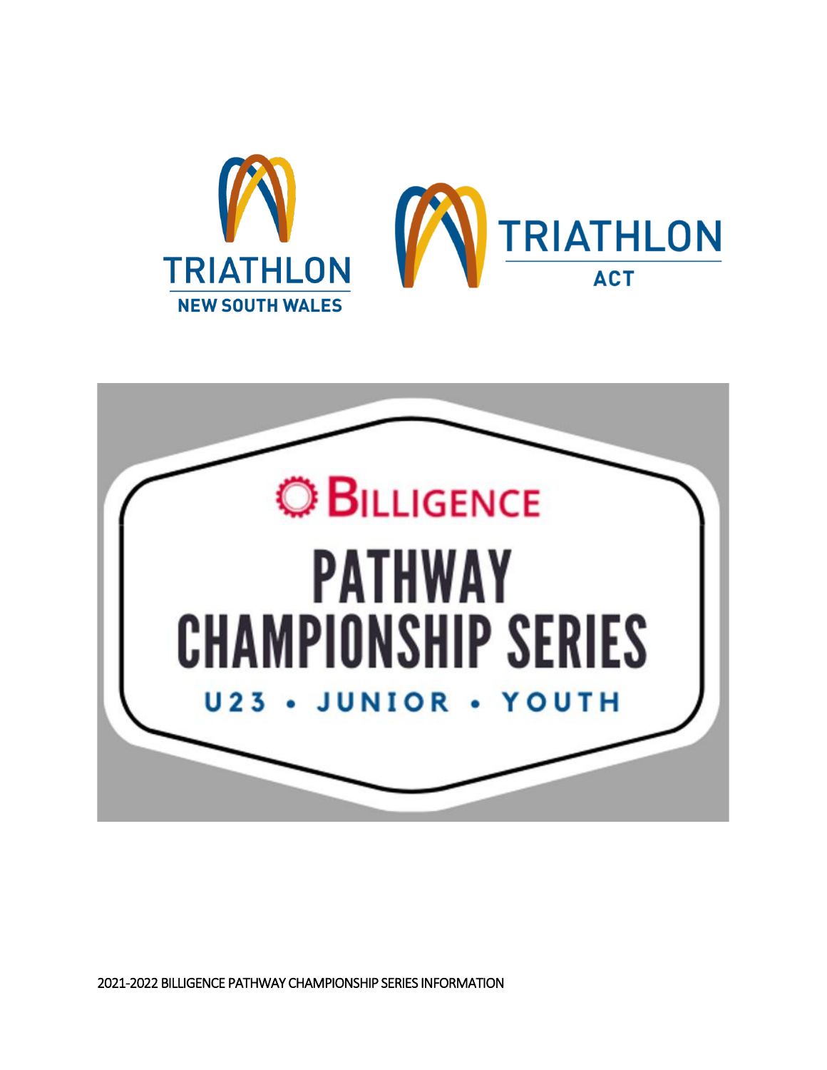TRIATHLON NEW SOUTH WALES

TRIATHLON ACT

# BILLIGENCE PATHWAY CHAMPIONSHIP SERIES

U23 • JUNIOR • YOUTH

2021-2022 BILLIGENCE PATHWAY CHAMPIONSHIP SERIES INFORMATION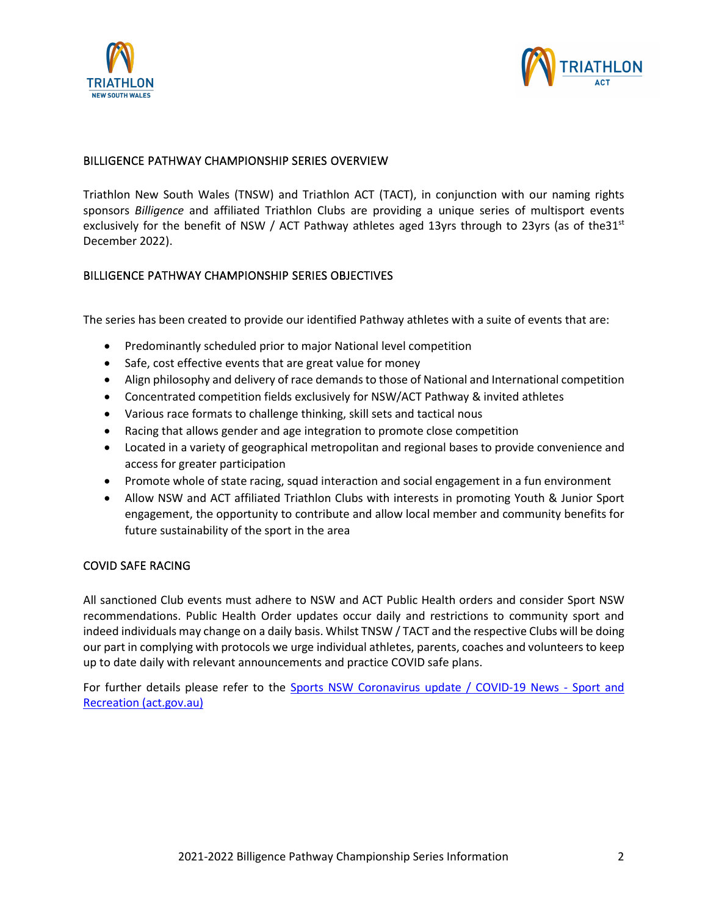## BILLIGENCE PATHWAY CHAMPIONSHIP SERIES OVERVIEW

Triathlon New South Wales (TNSW) and Triathlon ACT (TACT), in conjunction with our naming rights sponsors *Billigence* and affiliated Triathlon Clubs are providing a unique series of multisport events exclusively for the benefit of NSW / ACT Pathway athletes aged 13yrs through to 23yrs (as of the31st December 2022).

## BILLIGENCE PATHWAY CHAMPIONSHIP SERIES OBJECTIVES

The series has been created to provide our identified Pathway athletes with a suite of events that are:

- Predominantly scheduled prior to major National level competition
- Safe, cost effective events that are great value for money
- Align philosophy and delivery of race demands to those of National and International competition
- Concentrated competition fields exclusively for NSW/ACT Pathway & invited athletes
- Various race formats to challenge thinking, skill sets and tactical nous
- Racing that allows gender and age integration to promote close competition
- Located in a variety of geographical metropolitan and regional bases to provide convenience and access for greater participation
- Promote whole of state racing, squad interaction and social engagement in a fun environment
- Allow NSW and ACT affiliated Triathlon Clubs with interests in promoting Youth & Junior Sport engagement, the opportunity to contribute and allow local member and community benefits for future sustainability of the sport in the area

## COVID SAFE RACING

All sanctioned Club events must adhere to NSW and ACT Public Health orders and consider Sport NSW recommendations. Public Health Order updates occur daily and restrictions to community sport and indeed individuals may change on a daily basis. Whilst TNSW / TACT and the respective Clubs will be doing our part in complying with protocols we urge individual athletes, parents, coaches and volunteers to keep up to date daily with relevant announcements and practice COVID safe plans.

For further details please refer to the Sports NSW Coronavirus update / COVID-19 News - Sport and Recreation (act.gov.au)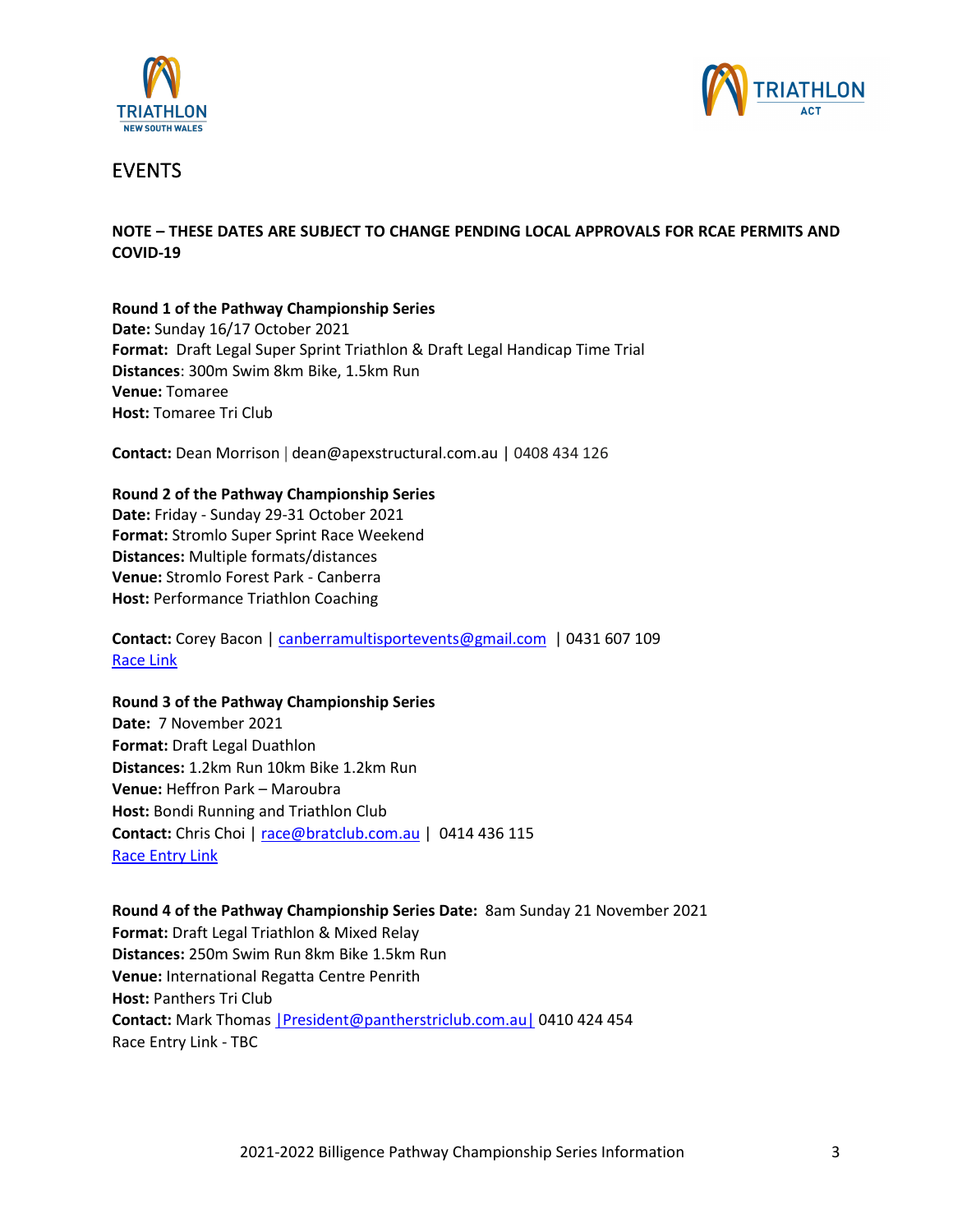# EVENTS

**NOTE – THESE DATES ARE SUBJECT TO CHANGE PENDING LOCAL APPROVALS FOR RCAE PERMITS AND COVID-19**

**Round 1 of the Pathway Championship Series**
**Date:** Sunday 16/17 October 2021
**Format:** Draft Legal Super Sprint Triathlon & Draft Legal Handicap Time Trial
**Distances**: 300m Swim 8km Bike, 1.5km Run
**Venue:** Tomaree
**Host:** Tomaree Tri Club

**Contact:** Dean Morrison | dean@apexstructural.com.au | 0408 434 126

**Round 2 of the Pathway Championship Series**
**Date:** Friday - Sunday 29-31 October 2021
**Format:** Stromlo Super Sprint Race Weekend
**Distances:** Multiple formats/distances
**Venue:** Stromlo Forest Park - Canberra
**Host:** Performance Triathlon Coaching

**Contact:** Corey Bacon | canberramultisportevents@gmail.com | 0431 607 109
Race Link

**Round 3 of the Pathway Championship Series**
**Date:** 7 November 2021
**Format:** Draft Legal Duathlon
**Distances:** 1.2km Run 10km Bike 1.2km Run
**Venue:** Heffron Park – Maroubra
**Host:** Bondi Running and Triathlon Club
**Contact:** Chris Choi | race@bratclub.com.au | 0414 436 115
Race Entry Link

**Round 4 of the Pathway Championship Series Date:** 8am Sunday 21 November 2021
**Format:** Draft Legal Triathlon & Mixed Relay
**Distances:** 250m Swim Run 8km Bike 1.5km Run
**Venue:** International Regatta Centre Penrith
**Host:** Panthers Tri Club
**Contact:** Mark Thomas |President@pantherstriclub.com.au| 0410 424 454
Race Entry Link - TBC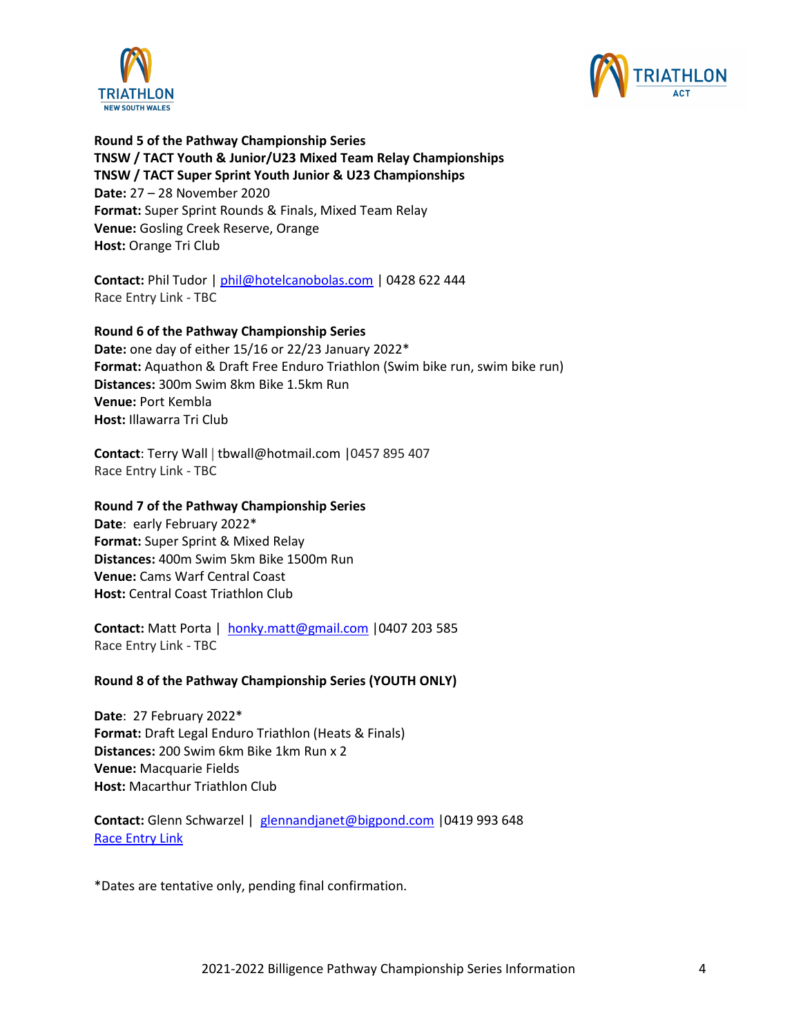**Round 5 of the Pathway Championship Series**
**TNSW / TACT Youth & Junior/U23 Mixed Team Relay Championships**
**TNSW / TACT Super Sprint Youth Junior & U23 Championships**
**Date:** 27 – 28 November 2020
**Format:** Super Sprint Rounds & Finals, Mixed Team Relay
**Venue:** Gosling Creek Reserve, Orange
**Host:** Orange Tri Club

**Contact:** Phil Tudor | phil@hotelcanobolas.com | 0428 622 444
Race Entry Link - TBC

**Round 6 of the Pathway Championship Series**
**Date:** one day of either 15/16 or 22/23 January 2022*
**Format:** Aquathon & Draft Free Enduro Triathlon (Swim bike run, swim bike run)
**Distances:** 300m Swim 8km Bike 1.5km Run
**Venue:** Port Kembla
**Host:** Illawarra Tri Club

**Contact**: Terry Wall | tbwall@hotmail.com |0457 895 407
Race Entry Link - TBC

**Round 7 of the Pathway Championship Series**
**Date**: early February 2022*
**Format:** Super Sprint & Mixed Relay
**Distances:** 400m Swim 5km Bike 1500m Run
**Venue:** Cams Warf Central Coast
**Host:** Central Coast Triathlon Club

**Contact:** Matt Porta | honky.matt@gmail.com |0407 203 585
Race Entry Link - TBC

**Round 8 of the Pathway Championship Series (YOUTH ONLY)**

**Date**: 27 February 2022*
**Format:** Draft Legal Enduro Triathlon (Heats & Finals)
**Distances:** 200 Swim 6km Bike 1km Run x 2
**Venue:** Macquarie Fields
**Host:** Macarthur Triathlon Club

**Contact:** Glenn Schwarzel | glennandjanet@bigpond.com |0419 993 648
Race Entry Link

*Dates are tentative only, pending final confirmation.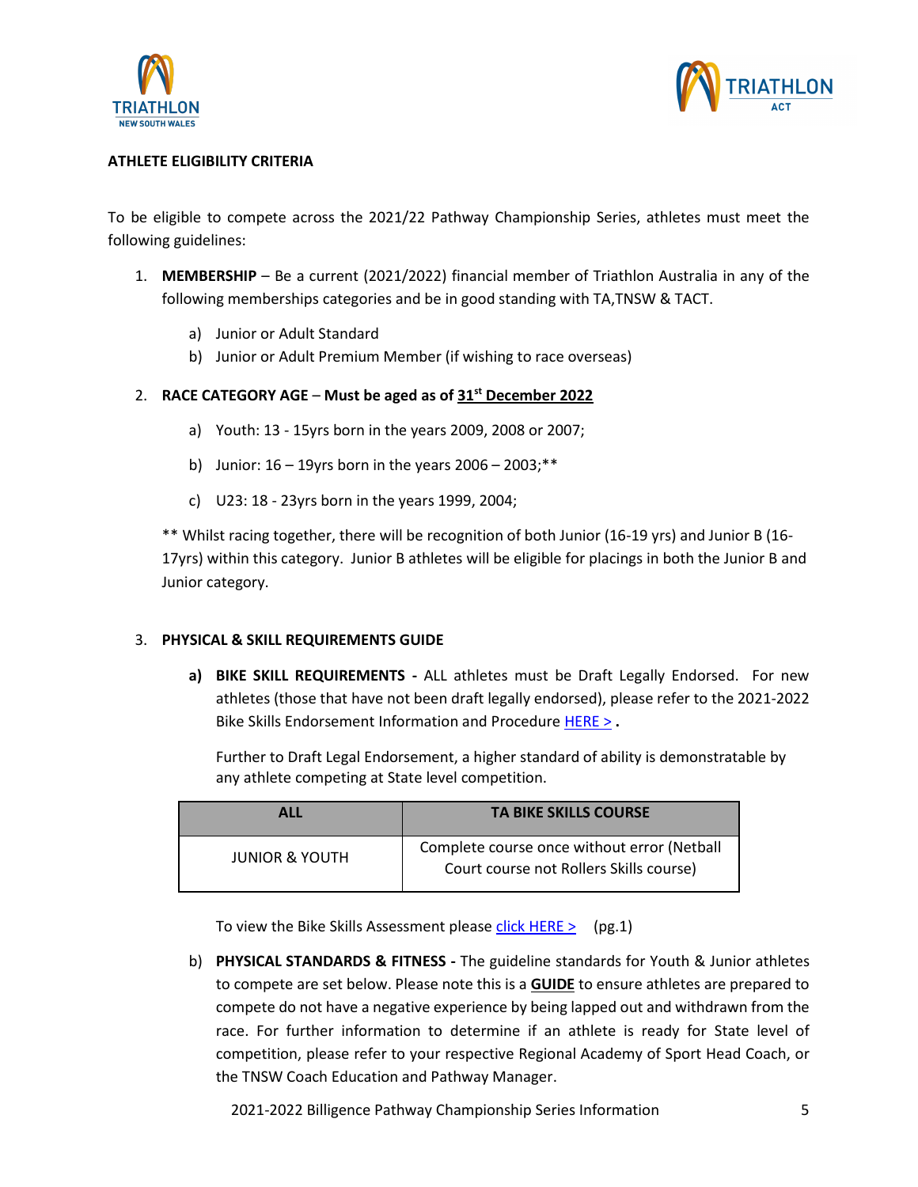**ATHLETE ELIGIBILITY CRITERIA**

To be eligible to compete across the 2021/22 Pathway Championship Series, athletes must meet the following guidelines:

1. **MEMBERSHIP** – Be a current (2021/2022) financial member of Triathlon Australia in any of the following memberships categories and be in good standing with TA,TNSW & TACT.

   a) Junior or Adult Standard

   b) Junior or Adult Premium Member (if wishing to race overseas)

2. **RACE CATEGORY AGE** – **Must be aged as of <u>31st December 2022</u>**

   a) Youth: 13 - 15yrs born in the years 2009, 2008 or 2007;

   b) Junior: 16 – 19yrs born in the years 2006 – 2003;**

   c) U23: 18 - 23yrs born in the years 1999, 2004;

   ** Whilst racing together, there will be recognition of both Junior (16-19 yrs) and Junior B (16-17yrs) within this category. Junior B athletes will be eligible for placings in both the Junior B and Junior category.

3. **PHYSICAL & SKILL REQUIREMENTS GUIDE**

   **a) BIKE SKILL REQUIREMENTS -** ALL athletes must be Draft Legally Endorsed. For new athletes (those that have not been draft legally endorsed), please refer to the 2021-2022 Bike Skills Endorsement Information and Procedure HERE > **.**

   Further to Draft Legal Endorsement, a higher standard of ability is demonstratable by any athlete competing at State level competition.

   | ALL | TA BIKE SKILLS COURSE |
   |---|---|
   | JUNIOR & YOUTH | Complete course once without error (Netball Court course not Rollers Skills course) |

   To view the Bike Skills Assessment please click HERE > (pg.1)

   b) **PHYSICAL STANDARDS & FITNESS -** The guideline standards for Youth & Junior athletes to compete are set below. Please note this is a **<u>GUIDE</u>** to ensure athletes are prepared to compete do not have a negative experience by being lapped out and withdrawn from the race. For further information to determine if an athlete is ready for State level of competition, please refer to your respective Regional Academy of Sport Head Coach, or the TNSW Coach Education and Pathway Manager.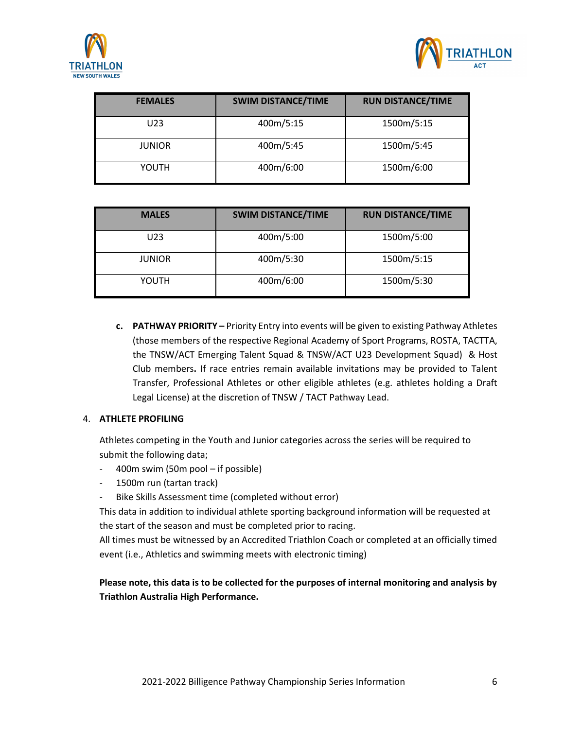| FEMALES | SWIM DISTANCE/TIME | RUN DISTANCE/TIME |
|---|---|---|
| U23 | 400m/5:15 | 1500m/5:15 |
| JUNIOR | 400m/5:45 | 1500m/5:45 |
| YOUTH | 400m/6:00 | 1500m/6:00 |

| MALES | SWIM DISTANCE/TIME | RUN DISTANCE/TIME |
|---|---|---|
| U23 | 400m/5:00 | 1500m/5:00 |
| JUNIOR | 400m/5:30 | 1500m/5:15 |
| YOUTH | 400m/6:00 | 1500m/5:30 |

c. **PATHWAY PRIORITY –** Priority Entry into events will be given to existing Pathway Athletes (those members of the respective Regional Academy of Sport Programs, ROSTA, TACTTA, the TNSW/ACT Emerging Talent Squad & TNSW/ACT U23 Development Squad) & Host Club members**.** If race entries remain available invitations may be provided to Talent Transfer, Professional Athletes or other eligible athletes (e.g. athletes holding a Draft Legal License) at the discretion of TNSW / TACT Pathway Lead.

4. **ATHLETE PROFILING**

Athletes competing in the Youth and Junior categories across the series will be required to submit the following data;

- 400m swim (50m pool – if possible)
- 1500m run (tartan track)
- Bike Skills Assessment time (completed without error)

This data in addition to individual athlete sporting background information will be requested at the start of the season and must be completed prior to racing.

All times must be witnessed by an Accredited Triathlon Coach or completed at an officially timed event (i.e., Athletics and swimming meets with electronic timing)

**Please note, this data is to be collected for the purposes of internal monitoring and analysis by Triathlon Australia High Performance.**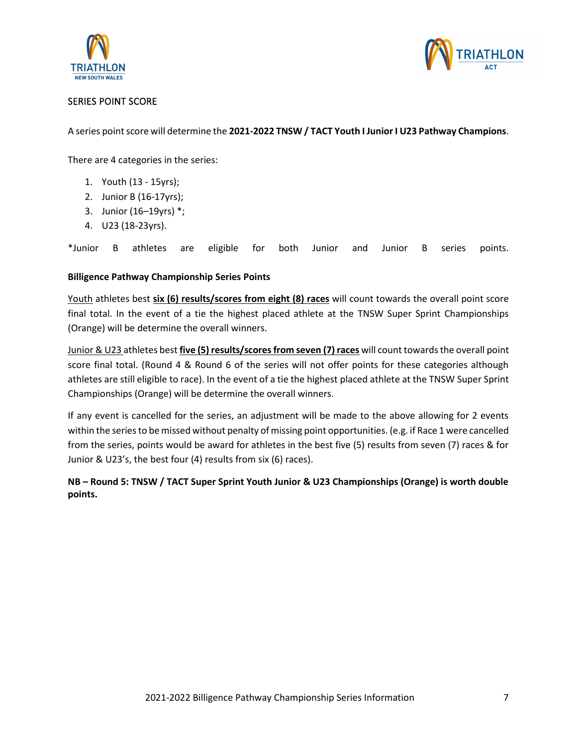SERIES POINT SCORE

A series point score will determine the **2021-2022 TNSW / TACT Youth I Junior I U23 Pathway Champions**.

There are 4 categories in the series:

1. Youth (13 - 15yrs);
2. Junior B (16-17yrs);
3. Junior (16–19yrs) *;
4. U23 (18-23yrs).

*Junior B athletes are eligible for both Junior and Junior B series points.

**Billigence Pathway Championship Series Points**

Youth athletes best **six (6) results/scores from eight (8) races** will count towards the overall point score final total. In the event of a tie the highest placed athlete at the TNSW Super Sprint Championships (Orange) will be determine the overall winners.

Junior & U23 athletes best **five (5) results/scores from seven (7) races** will count towards the overall point score final total. (Round 4 & Round 6 of the series will not offer points for these categories although athletes are still eligible to race). In the event of a tie the highest placed athlete at the TNSW Super Sprint Championships (Orange) will be determine the overall winners.

If any event is cancelled for the series, an adjustment will be made to the above allowing for 2 events within the series to be missed without penalty of missing point opportunities. (e.g. if Race 1 were cancelled from the series, points would be award for athletes in the best five (5) results from seven (7) races & for Junior & U23's, the best four (4) results from six (6) races).

**NB – Round 5: TNSW / TACT Super Sprint Youth Junior & U23 Championships (Orange) is worth double points.**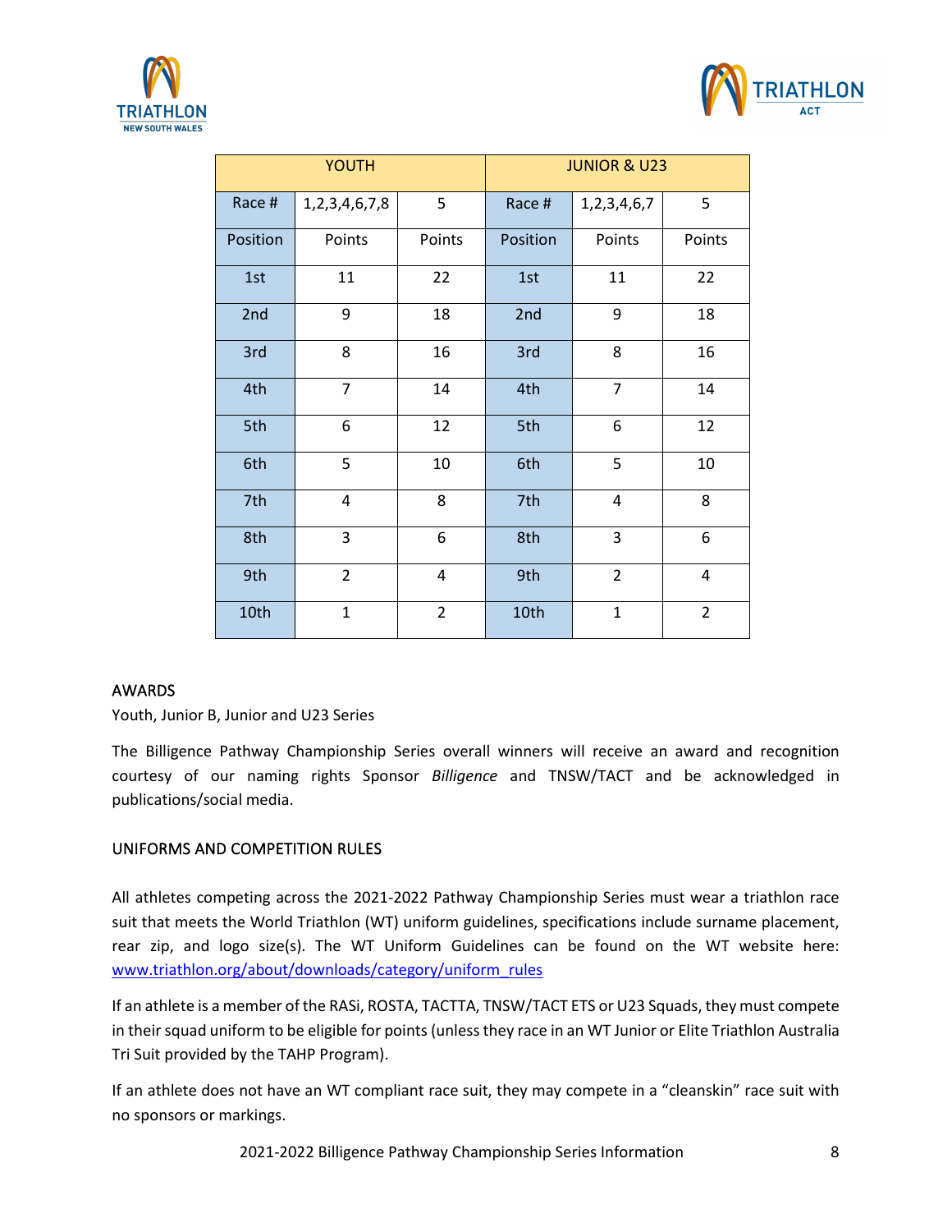| YOUTH | | | JUNIOR & U23 | | |
|---|---|---|---|---|---|
| Race # | 1,2,3,4,6,7,8 | 5 | Race # | 1,2,3,4,6,7 | 5 |
| Position | Points | Points | Position | Points | Points |
| 1st | 11 | 22 | 1st | 11 | 22 |
| 2nd | 9 | 18 | 2nd | 9 | 18 |
| 3rd | 8 | 16 | 3rd | 8 | 16 |
| 4th | 7 | 14 | 4th | 7 | 14 |
| 5th | 6 | 12 | 5th | 6 | 12 |
| 6th | 5 | 10 | 6th | 5 | 10 |
| 7th | 4 | 8 | 7th | 4 | 8 |
| 8th | 3 | 6 | 8th | 3 | 6 |
| 9th | 2 | 4 | 9th | 2 | 4 |
| 10th | 1 | 2 | 10th | 1 | 2 |

## AWARDS

Youth, Junior B, Junior and U23 Series

The Billigence Pathway Championship Series overall winners will receive an award and recognition courtesy of our naming rights Sponsor *Billigence* and TNSW/TACT and be acknowledged in publications/social media.

## UNIFORMS AND COMPETITION RULES

All athletes competing across the 2021-2022 Pathway Championship Series must wear a triathlon race suit that meets the World Triathlon (WT) uniform guidelines, specifications include surname placement, rear zip, and logo size(s). The WT Uniform Guidelines can be found on the WT website here: [www.triathlon.org/about/downloads/category/uniform_rules](www.triathlon.org/about/downloads/category/uniform_rules)

If an athlete is a member of the RASi, ROSTA, TACTTA, TNSW/TACT ETS or U23 Squads, they must compete in their squad uniform to be eligible for points (unless they race in an WT Junior or Elite Triathlon Australia Tri Suit provided by the TAHP Program).

If an athlete does not have an WT compliant race suit, they may compete in a "cleanskin" race suit with no sponsors or markings.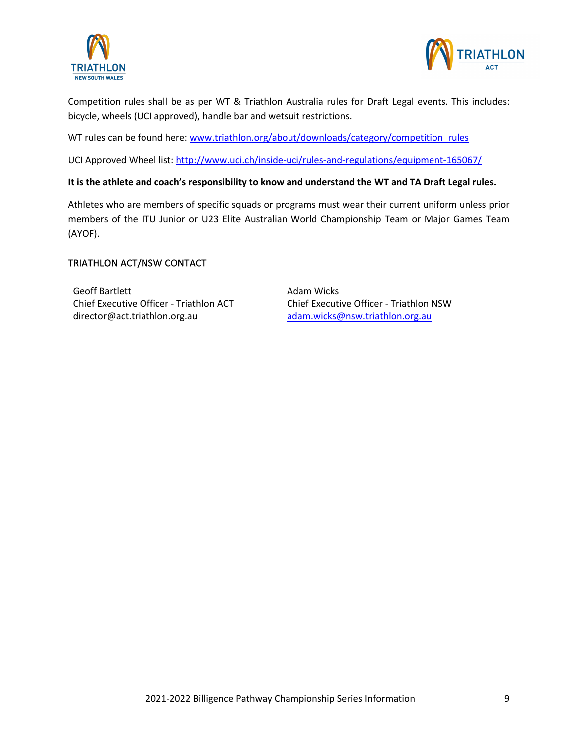Competition rules shall be as per WT & Triathlon Australia rules for Draft Legal events. This includes: bicycle, wheels (UCI approved), handle bar and wetsuit restrictions.

WT rules can be found here: [www.triathlon.org/about/downloads/category/competition_rules](www.triathlon.org/about/downloads/category/competition_rules)

UCI Approved Wheel list: [http://www.uci.ch/inside-uci/rules-and-regulations/equipment-165067/](http://www.uci.ch/inside-uci/rules-and-regulations/equipment-165067/)

**It is the athlete and coach's responsibility to know and understand the WT and TA Draft Legal rules.**

Athletes who are members of specific squads or programs must wear their current uniform unless prior members of the ITU Junior or U23 Elite Australian World Championship Team or Major Games Team (AYOF).

## TRIATHLON ACT/NSW CONTACT

Geoff Bartlett
Chief Executive Officer - Triathlon ACT
director@act.triathlon.org.au

Adam Wicks
Chief Executive Officer - Triathlon NSW
[adam.wicks@nsw.triathlon.org.au](mailto:adam.wicks@nsw.triathlon.org.au)